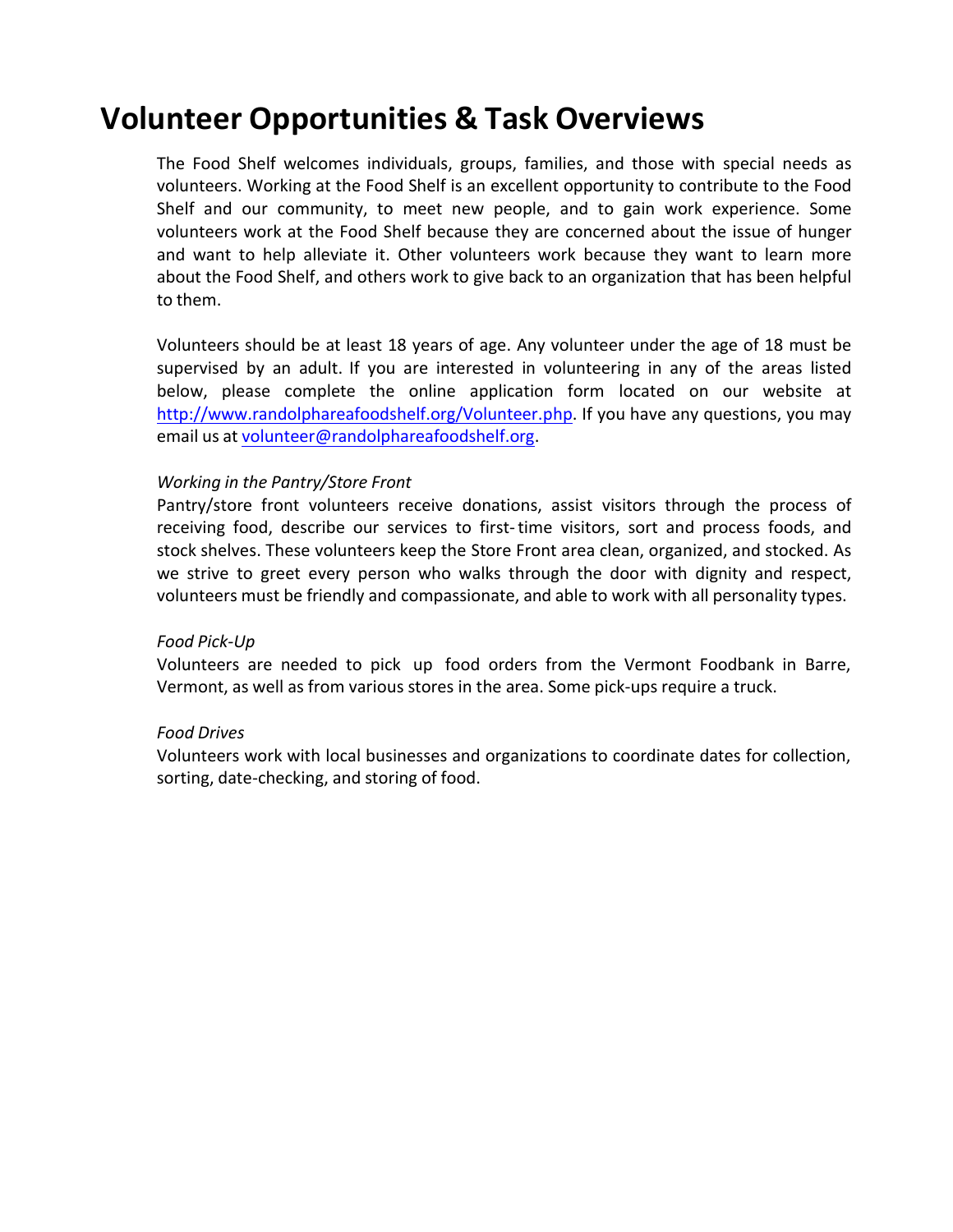# Volunteer Opportunities & Task Overviews

The Food Shelf welcomes individuals, groups, families, and those with special needs as volunteers. Working at the Food Shelf is an excellent opportunity to contribute to the Food Shelf and our community, to meet new people, and to gain work experience. Some volunteers work at the Food Shelf because they are concerned about the issue of hunger and want to help alleviate it. Other volunteers work because they want to learn more about the Food Shelf, and others work to give back to an organization that has been helpful to them.

Volunteers should be at least 18 years of age. Any volunteer under the age of 18 must be supervised by an adult. If you are interested in volunteering in any of the areas listed below, please complete the online application form located on our website at [http://www.randolphareafoodshelf.org/Volunteer.php](http://www.randolphareafoodshelf.org/Volunteer.php). If you have any questions, you may email us at [volunteer@randolphareafoodshelf.org](mailto:volunteer@randolphareafoodshelf.org).

*Working in the Pantry/Store Front*

Pantry/store front volunteers receive donations, assist visitors through the process of receiving food, describe our services to first-time visitors, sort and process foods, and stock shelves. These volunteers keep the Store Front area clean, organized, and stocked. As we strive to greet every person who walks through the door with dignity and respect, volunteers must be friendly and compassionate, and able to work with all personality types.

*Food Pick-Up*

Volunteers are needed to pick up food orders from the Vermont Foodbank in Barre, Vermont, as well as from various stores in the area. Some pick-ups require a truck.

*Food Drives*

Volunteers work with local businesses and organizations to coordinate dates for collection, sorting, date-checking, and storing of food.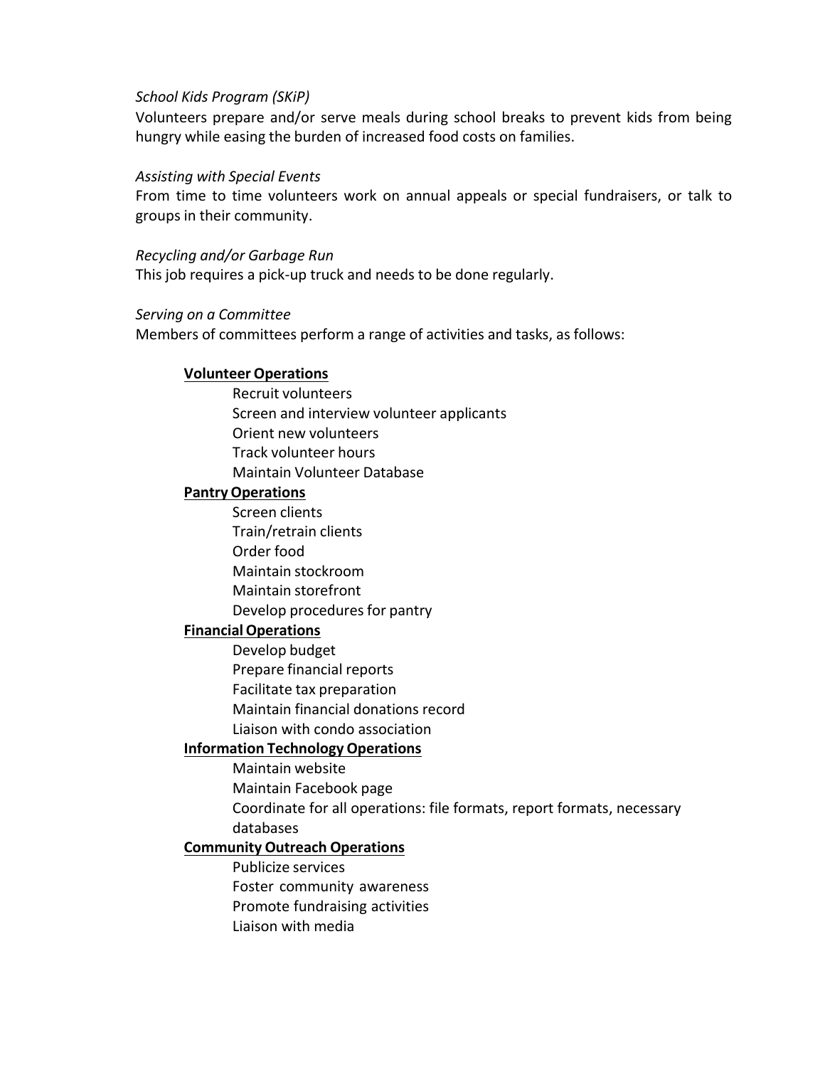*School Kids Program (SKiP)*

Volunteers prepare and/or serve meals during school breaks to prevent kids from being hungry while easing the burden of increased food costs on families.

*Assisting with Special Events*

From time to time volunteers work on annual appeals or special fundraisers, or talk to groups in their community.

*Recycling and/or Garbage Run*

This job requires a pick-up truck and needs to be done regularly.

*Serving on a Committee*

Members of committees perform a range of activities and tasks, as follows:

<u>**Volunteer Operations**</u>

- Recruit volunteers
- Screen and interview volunteer applicants
- Orient new volunteers
- Track volunteer hours
- Maintain Volunteer Database

<u>**Pantry Operations**</u>

- Screen clients
- Train/retrain clients
- Order food
- Maintain stockroom
- Maintain storefront
- Develop procedures for pantry

<u>**Financial Operations**</u>

- Develop budget
- Prepare financial reports
- Facilitate tax preparation
- Maintain financial donations record
- Liaison with condo association

<u>**Information Technology Operations**</u>

- Maintain website
- Maintain Facebook page
- Coordinate for all operations: file formats, report formats, necessary databases

<u>**Community Outreach Operations**</u>

- Publicize services
- Foster community awareness
- Promote fundraising activities
- Liaison with media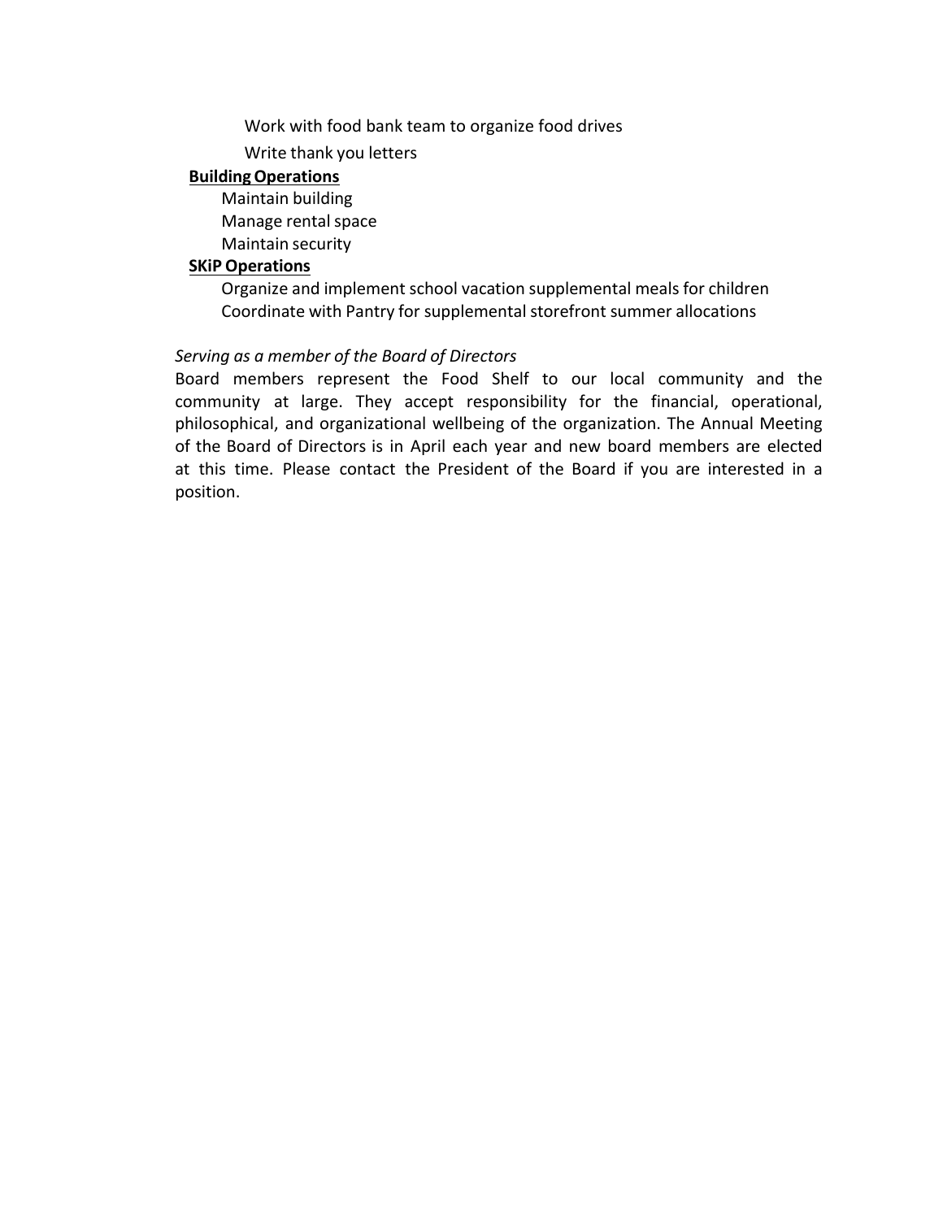Work with food bank team to organize food drives

Write thank you letters

**<u>Building Operations</u>**

Maintain building

Manage rental space

Maintain security

**<u>SKiP Operations</u>**

Organize and implement school vacation supplemental meals for children

Coordinate with Pantry for supplemental storefront summer allocations

*Serving as a member of the Board of Directors*

Board members represent the Food Shelf to our local community and the community at large. They accept responsibility for the financial, operational, philosophical, and organizational wellbeing of the organization. The Annual Meeting of the Board of Directors is in April each year and new board members are elected at this time. Please contact the President of the Board if you are interested in a position.